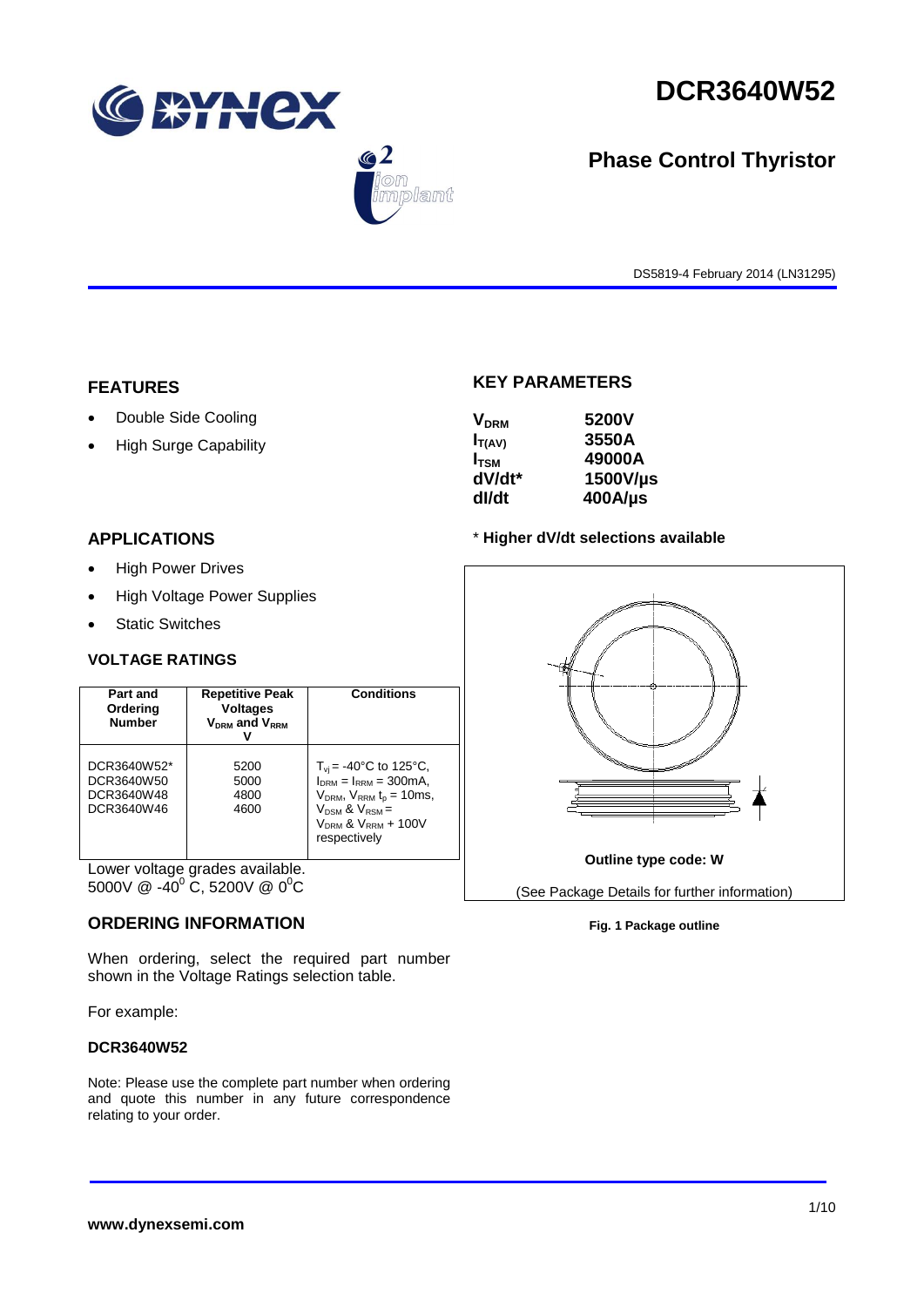# DCR3640W52

## Phase Control Thyristor

DS5819-4 February 2014 (LN31295)

## FEATURES

- Double Side Cooling
- High Surge Capability

## APPLICATIONS

- High Power Drives
- High Voltage Power Supplies
- Static Switches

## KEY PARAMETERS

| | |
|---|---|
| $V_{DRM}$ | **5200V** |
| $I_{T(AV)}$ | **3550A** |
| $I_{TSM}$ | **49000A** |
| **dV/dt*** | **1500V/µs** |
| **dI/dt** | **400A/µs** |

**\* Higher dV/dt selections available**

### VOLTAGE RATINGS

| Part and Ordering Number | Repetitive Peak Voltages $V_{DRM}$ and $V_{RRM}$ V | Conditions |
|---|---|---|
| DCR3640W52*<br>DCR3640W50<br>DCR3640W48<br>DCR3640W46 | 5200<br>5000<br>4800<br>4600 | $T_{vj}$ = -40°C to 125°C,<br>$I_{DRM}$ = $I_{RRM}$ = 300mA,<br>$V_{DRM}$, $V_{RRM}$ $t_p$ = 10ms,<br>$V_{DSM}$ & $V_{RSM}$ =<br>$V_{DRM}$ & $V_{RRM}$ + 100V<br>respectively |

Lower voltage grades available.
5000V @ -40$^0$ C, 5200V @ 0$^0$C

Outline type code: W

(See Package Details for further information)

**Fig. 1 Package outline**

## ORDERING INFORMATION

When ordering, select the required part number shown in the Voltage Ratings selection table.

For example:

**DCR3640W52**

Note: Please use the complete part number when ordering and quote this number in any future correspondence relating to your order.

**www.dynexsemi.com**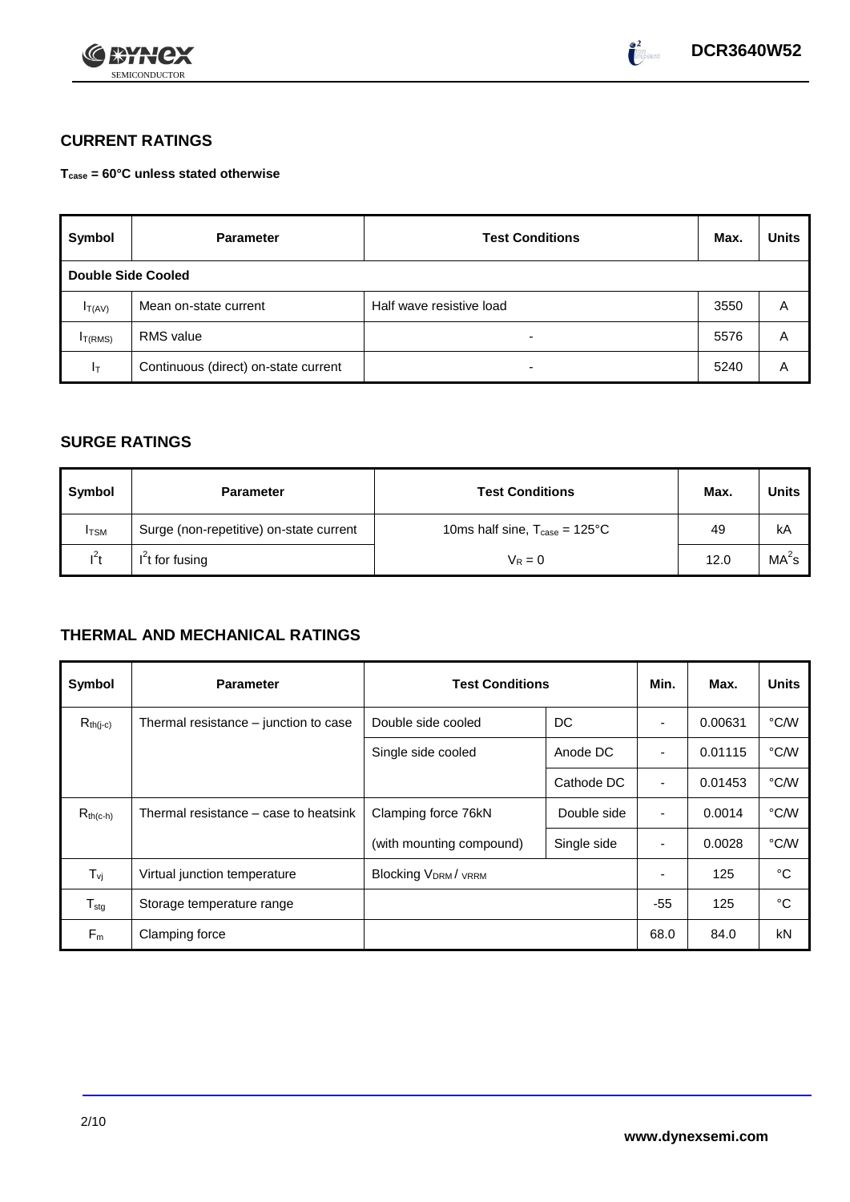## CURRENT RATINGS

**$T_{case}$ = 60°C unless stated otherwise**

| Symbol | Parameter | Test Conditions | Max. | Units |
|---|---|---|---|---|
| **Double Side Cooled** | | | | |
| $I_{T(AV)}$ | Mean on-state current | Half wave resistive load | 3550 | A |
| $I_{T(RMS)}$ | RMS value | - | 5576 | A |
| $I_T$ | Continuous (direct) on-state current | - | 5240 | A |

## SURGE RATINGS

| Symbol | Parameter | Test Conditions | Max. | Units |
|---|---|---|---|---|
| $I_{TSM}$ | Surge (non-repetitive) on-state current | 10ms half sine, $T_{case}$ = 125°C | 49 | kA |
| $I^2t$ | $I^2t$ for fusing | $V_R = 0$ | 12.0 | $MA^2s$ |

## THERMAL AND MECHANICAL RATINGS

| Symbol | Parameter | Test Conditions | | Min. | Max. | Units |
|---|---|---|---|---|---|---|
| $R_{th(j-c)}$ | Thermal resistance – junction to case | Double side cooled | DC | - | 0.00631 | °C/W |
| | | Single side cooled | Anode DC | - | 0.01115 | °C/W |
| | | | Cathode DC | - | 0.01453 | °C/W |
| $R_{th(c-h)}$ | Thermal resistance – case to heatsink | Clamping force 76kN | Double side | - | 0.0014 | °C/W |
| | | (with mounting compound) | Single side | - | 0.0028 | °C/W |
| $T_{vj}$ | Virtual junction temperature | Blocking $V_{DRM}$ / $V_{RRM}$ | | - | 125 | °C |
| $T_{stg}$ | Storage temperature range | | | -55 | 125 | °C |
| $F_m$ | Clamping force | | | 68.0 | 84.0 | kN |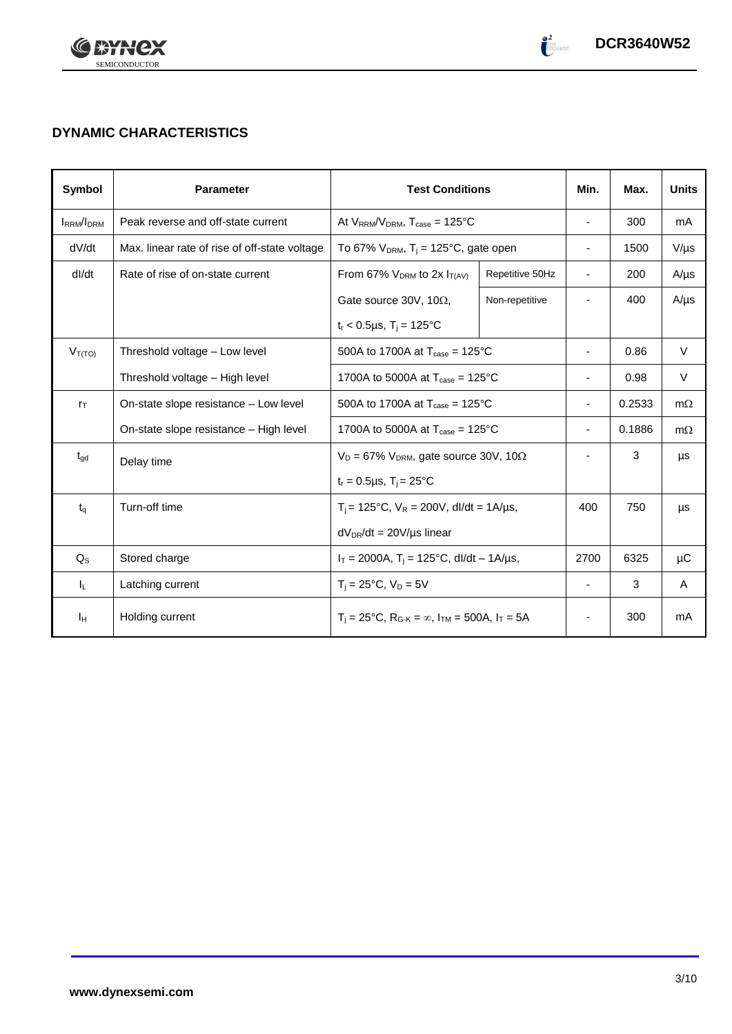## DYNAMIC CHARACTERISTICS

| Symbol | Parameter | Test Conditions | | Min. | Max. | Units |
|---|---|---|---|---|---|---|
| $I_{RRM}/I_{DRM}$ | Peak reverse and off-state current | At $V_{RRM}/V_{DRM}$, $T_{case}$ = 125°C | | - | 300 | mA |
| dV/dt | Max. linear rate of rise of off-state voltage | To 67% $V_{DRM}$, $T_j$ = 125°C, gate open | | - | 1500 | V/µs |
| dI/dt | Rate of rise of on-state current | From 67% $V_{DRM}$ to 2x $I_{T(AV)}$ | Repetitive 50Hz | - | 200 | A/µs |
| | | Gate source 30V, 10Ω, | Non-repetitive | - | 400 | A/µs |
| | | $t_r$ < 0.5µs, $T_j$ = 125°C | | | | |
| $V_{T(TO)}$ | Threshold voltage – Low level | 500A to 1700A at $T_{case}$ = 125°C | | - | 0.86 | V |
| | Threshold voltage – High level | 1700A to 5000A at $T_{case}$ = 125°C | | - | 0.98 | V |
| $r_T$ | On-state slope resistance – Low level | 500A to 1700A at $T_{case}$ = 125°C | | - | 0.2533 | mΩ |
| | On-state slope resistance – High level | 1700A to 5000A at $T_{case}$ = 125°C | | - | 0.1886 | mΩ |
| $t_{gd}$ | Delay time | $V_D$ = 67% $V_{DRM}$, gate source 30V, 10Ω | | - | 3 | µs |
| | | $t_r$ = 0.5µs, $T_j$ = 25°C | | | | |
| $t_q$ | Turn-off time | $T_j$ = 125°C, $V_R$ = 200V, dI/dt = 1A/µs, | | 400 | 750 | µs |
| | | $dV_{DR}/dt$ = 20V/µs linear | | | | |
| $Q_S$ | Stored charge | $I_T$ = 2000A, $T_j$ = 125°C, dI/dt – 1A/µs, | | 2700 | 6325 | µC |
| $I_L$ | Latching current | $T_j$ = 25°C, $V_D$ = 5V | | - | 3 | A |
| $I_H$ | Holding current | $T_j$ = 25°C, $R_{G-K}$ = ∞, $I_{TM}$ = 500A, $I_T$ = 5A | | - | 300 | mA |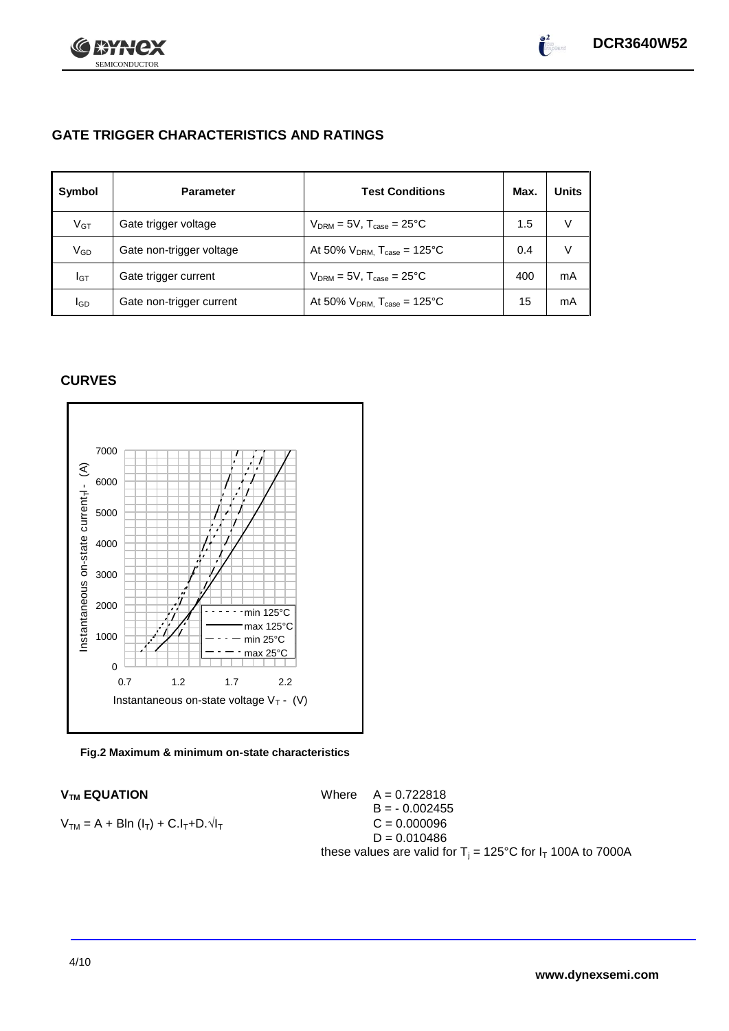## GATE TRIGGER CHARACTERISTICS AND RATINGS

| Symbol | Parameter | Test Conditions | Max. | Units |
|---|---|---|---|---|
| $V_{GT}$ | Gate trigger voltage | $V_{DRM}$ = 5V, $T_{case}$ = 25°C | 1.5 | V |
| $V_{GD}$ | Gate non-trigger voltage | At 50% $V_{DRM}$, $T_{case}$ = 125°C | 0.4 | V |
| $I_{GT}$ | Gate trigger current | $V_{DRM}$ = 5V, $T_{case}$ = 25°C | 400 | mA |
| $I_{GD}$ | Gate non-trigger current | At 50% $V_{DRM}$, $T_{case}$ = 125°C | 15 | mA |

## CURVES

**Fig.2 Maximum & minimum on-state characteristics**

### $V_{TM}$ EQUATION

$$V_{TM} = A + B\ln(I_T) + C.I_T + D.\sqrt{I_T}$$

Where A = 0.722818
B = - 0.002455
C = 0.000096
D = 0.010486

these values are valid for $T_j$ = 125°C for $I_T$ 100A to 7000A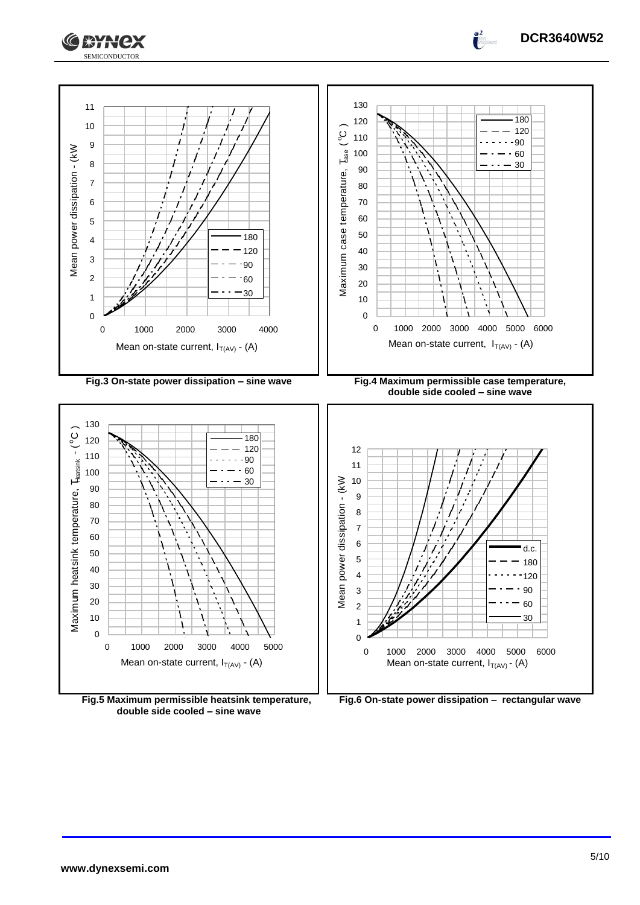Fig.3 On-state power dissipation – sine wave

Fig.4 Maximum permissible case temperature, double side cooled – sine wave

Fig.5 Maximum permissible heatsink temperature, double side cooled – sine wave

Fig.6 On-state power dissipation – rectangular wave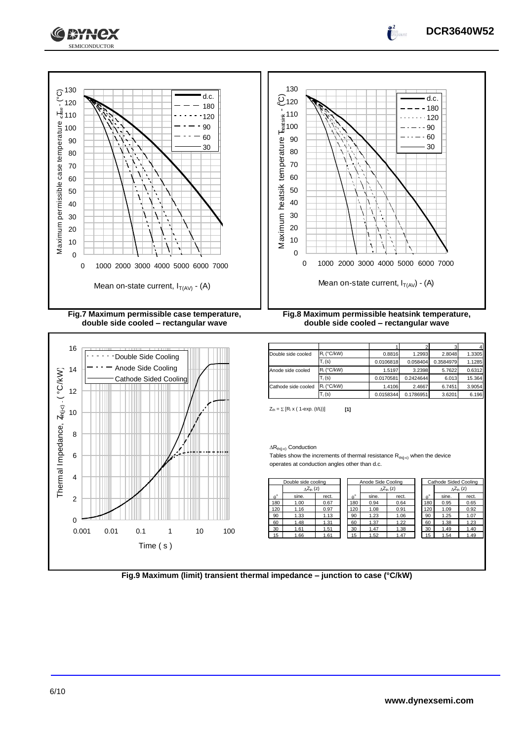Fig.7 Maximum permissible case temperature, double side cooled – rectangular wave

Fig.8 Maximum permissible heatsink temperature, double side cooled – rectangular wave

| | | 1 | 2 | 3 | 4 |
|---|---|---|---|---|---|
| Double side cooled | $R_i$ (°C/kW) | 0.8816 | 1.2993 | 2.8048 | 1.3305 |
| | $T_i$ (s) | 0.0106818 | 0.058404 | 0.3584979 | 1.1285 |
| Anode side cooled | $R_i$ (°C/kW) | 1.5197 | 3.2398 | 5.7622 | 0.6312 |
| | $T_i$ (s) | 0.0170581 | 0.2424644 | 6.013 | 15.364 |
| Cathode side cooled | $R_i$ (°C/kW) | 1.4106 | 2.4667 | 6.7451 | 3.9054 |
| | $T_i$ (s) | 0.0158344 | 0.1786951 | 3.6201 | 6.196 |

$Z_{th} = \sum [R_i \times ( 1\text{-exp.} (t/t_i))]$ [1]

$\Delta R_{th(j\text{-}c)}$ Conduction

Tables show the increments of thermal resistance $R_{th(j\text{-}c)}$ when the device operates at conduction angles other than d.c.

| Double side cooling | | |
|---|---|---|
| | $\Delta Z_{th}$ (z) | |
| $\theta$° | sine. | rect. |
| 180 | 1.00 | 0.67 |
| 120 | 1.16 | 0.97 |
| 90 | 1.33 | 1.13 |
| 60 | 1.48 | 1.31 |
| 30 | 1.61 | 1.51 |
| 15 | 1.66 | 1.61 |

| Anode Side Cooling | | |
|---|---|---|
| | $\Delta Z_{th}$ (z) | |
| $\theta$° | sine. | rect. |
| 180 | 0.94 | 0.64 |
| 120 | 1.08 | 0.91 |
| 90 | 1.23 | 1.06 |
| 60 | 1.37 | 1.22 |
| 30 | 1.47 | 1.38 |
| 15 | 1.52 | 1.47 |

| Cathode Sided Cooling | | |
|---|---|---|
| | $\Delta Z_{th}$ (z) | |
| $\theta$° | sine. | rect. |
| 180 | 0.95 | 0.65 |
| 120 | 1.09 | 0.92 |
| 90 | 1.25 | 1.07 |
| 60 | 1.38 | 1.23 |
| 30 | 1.49 | 1.40 |
| 15 | 1.54 | 1.49 |

Fig.9 Maximum (limit) transient thermal impedance – junction to case (°C/kW)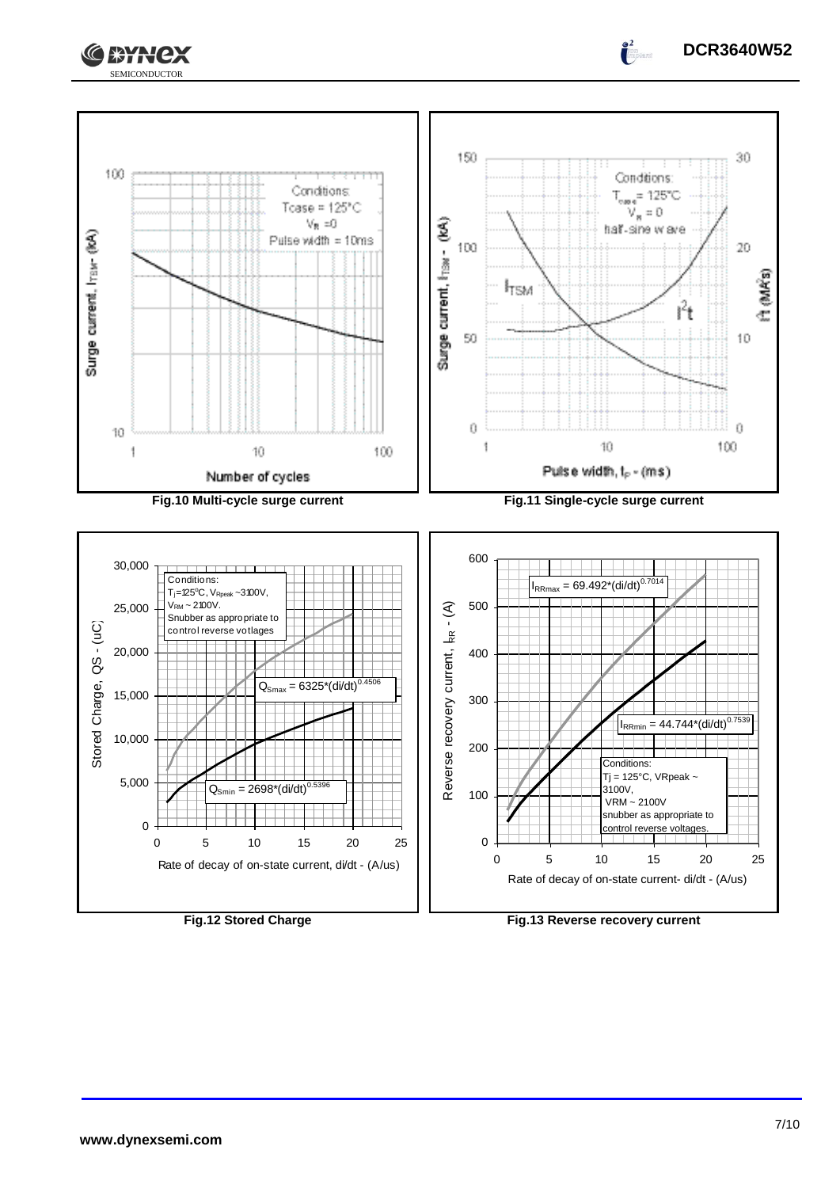Conditions:
Tcase = 125°C
$V_R$ = 0
Pulse width = 10ms

Surge current, $I_{TSM}$ - (kA)

Number of cycles

**Fig.10 Multi-cycle surge current**

Conditions:
$T_{case}$ = 125°C
$V_R$ = 0
half-sine wave

Surge current, $I_{TSM}$ - (kA)

$I^2t$ (MA²s)

Pulse width, $t_p$ - (ms)

**Fig.11 Single-cycle surge current**

Conditions:
$T_j$=125°C, $V_{Rpeak}$ ~3100V,
$V_{RM}$ ~ 2100V.
Snubber as appropriate to control reverse votlages

$Q_{Smax}$ = 6325*(di/dt)$^{0.4506}$

$Q_{Smin}$ = 2698*(di/dt)$^{0.5396}$

Stored Charge, QS - (uC)

Rate of decay of on-state current, di/dt - (A/us)

**Fig.12 Stored Charge**

$I_{RRmax}$ = 69.492*(di/dt)$^{0.7014}$

$I_{RRmin}$ = 44.744*(di/dt)$^{0.7539}$

Conditions:
Tj = 125°C, VRpeak ~ 3100V,
VRM ~ 2100V
snubber as appropriate to control reverse voltages.

Reverse recovery current, $I_{RR}$ - (A)

Rate of decay of on-state current- di/dt - (A/us)

**Fig.13 Reverse recovery current**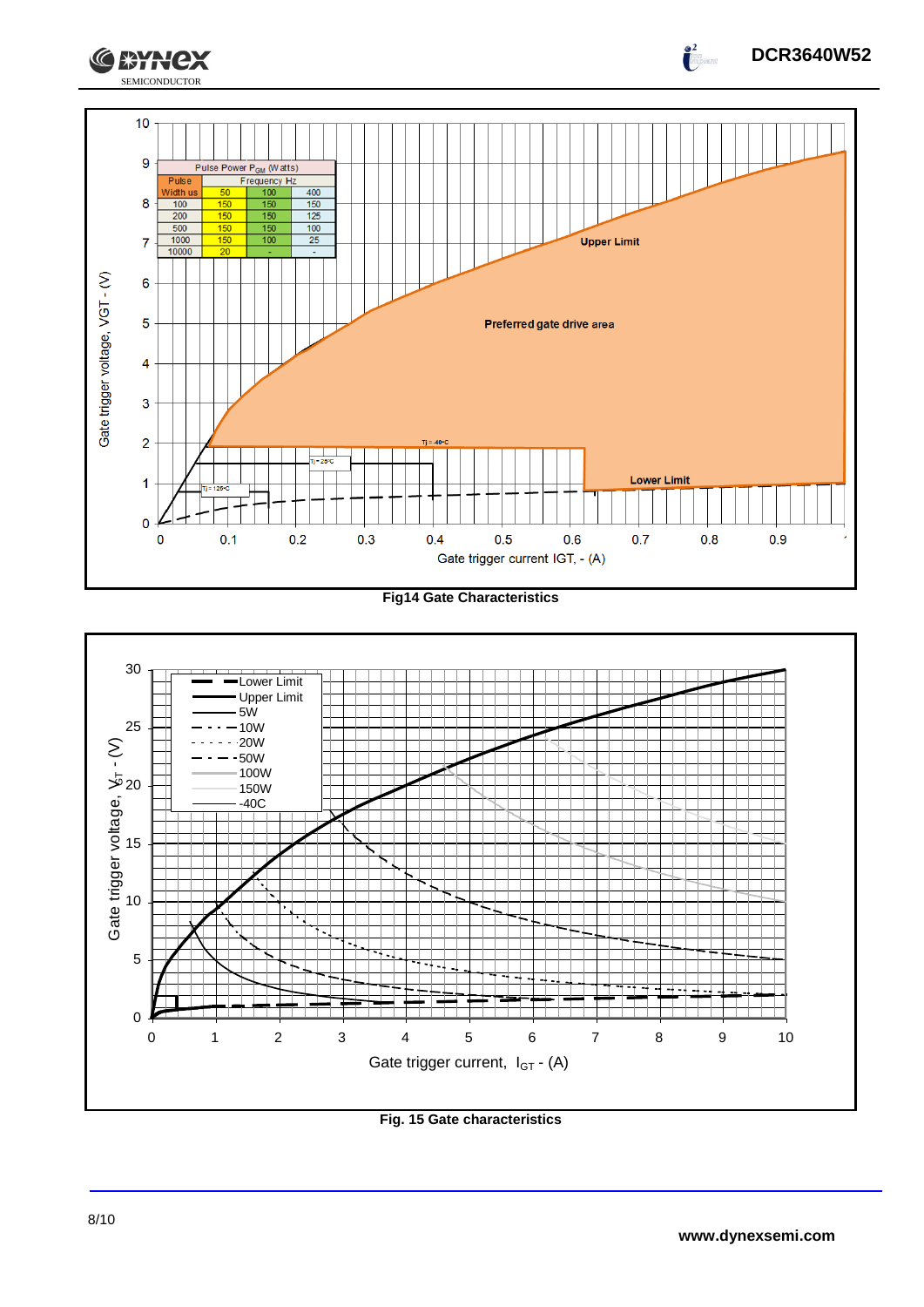| Pulse Width us | Frequency Hz 50 | 100 | 400 |
|---|---|---|---|
| 100 | 150 | 150 | 150 |
| 200 | 150 | 150 | 125 |
| 500 | 150 | 150 | 100 |
| 1000 | 150 | 100 | 25 |
| 10000 | 20 | - | - |

Pulse Power $P_{GM}$ (Watts)

Upper Limit

Preferred gate drive area

Lower Limit

Tj = -40°C

Tj = 25°C

Tj = 125°C

Gate trigger voltage, VGT - (V)

Gate trigger current IGT, - (A)

**Fig14 Gate Characteristics**

Lower Limit
Upper Limit
5W
10W
20W
50W
100W
150W
-40C

Gate trigger voltage, $V_{GT}$ - (V)

Gate trigger current, $I_{GT}$ - (A)

**Fig. 15 Gate characteristics**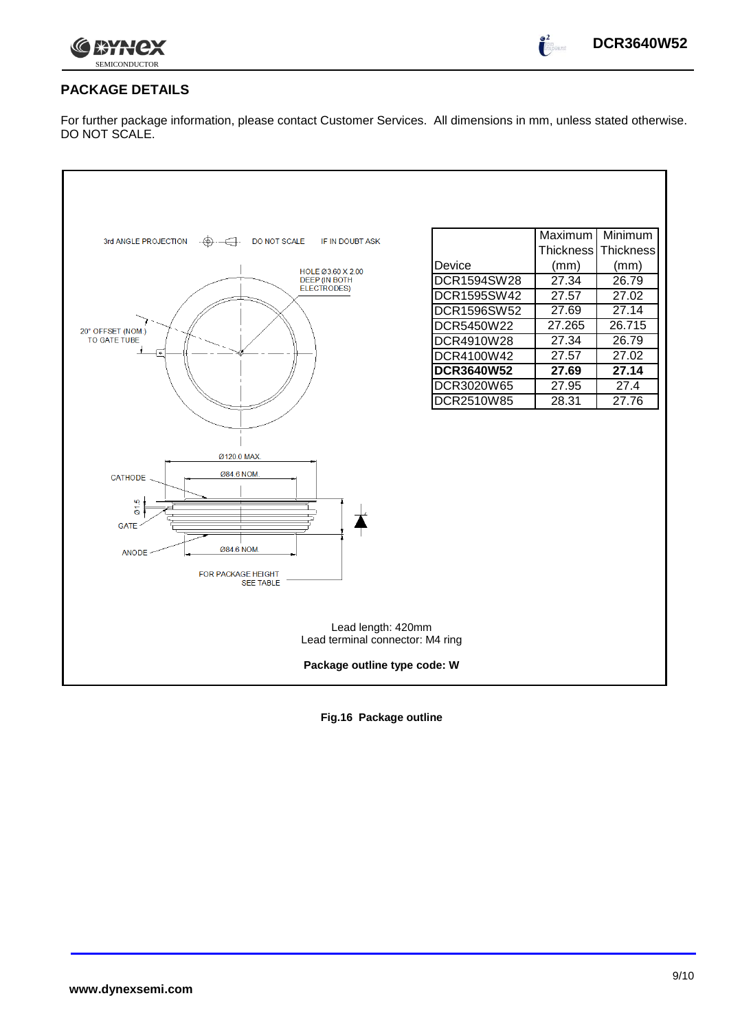## PACKAGE DETAILS

For further package information, please contact Customer Services. All dimensions in mm, unless stated otherwise. DO NOT SCALE.

3rd ANGLE PROJECTION DO NOT SCALE IF IN DOUBT ASK

HOLE Ø3.60 X 2.00 DEEP (IN BOTH ELECTRODES)

20° OFFSET (NOM.) TO GATE TUBE

Ø120.0 MAX.

Ø84.6 NOM.

CATHODE

Ø1.5

GATE

ANODE

Ø84.6 NOM.

FOR PACKAGE HEIGHT SEE TABLE

| Device | Maximum Thickness (mm) | Minimum Thickness (mm) |
|---|---|---|
| DCR1594SW28 | 27.34 | 26.79 |
| DCR1595SW42 | 27.57 | 27.02 |
| DCR1596SW52 | 27.69 | 27.14 |
| DCR5450W22 | 27.265 | 26.715 |
| DCR4910W28 | 27.34 | 26.79 |
| DCR4100W42 | 27.57 | 27.02 |
| **DCR3640W52** | **27.69** | **27.14** |
| DCR3020W65 | 27.95 | 27.4 |
| DCR2510W85 | 28.31 | 27.76 |

Lead length: 420mm
Lead terminal connector: M4 ring

**Package outline type code: W**

**Fig.16 Package outline**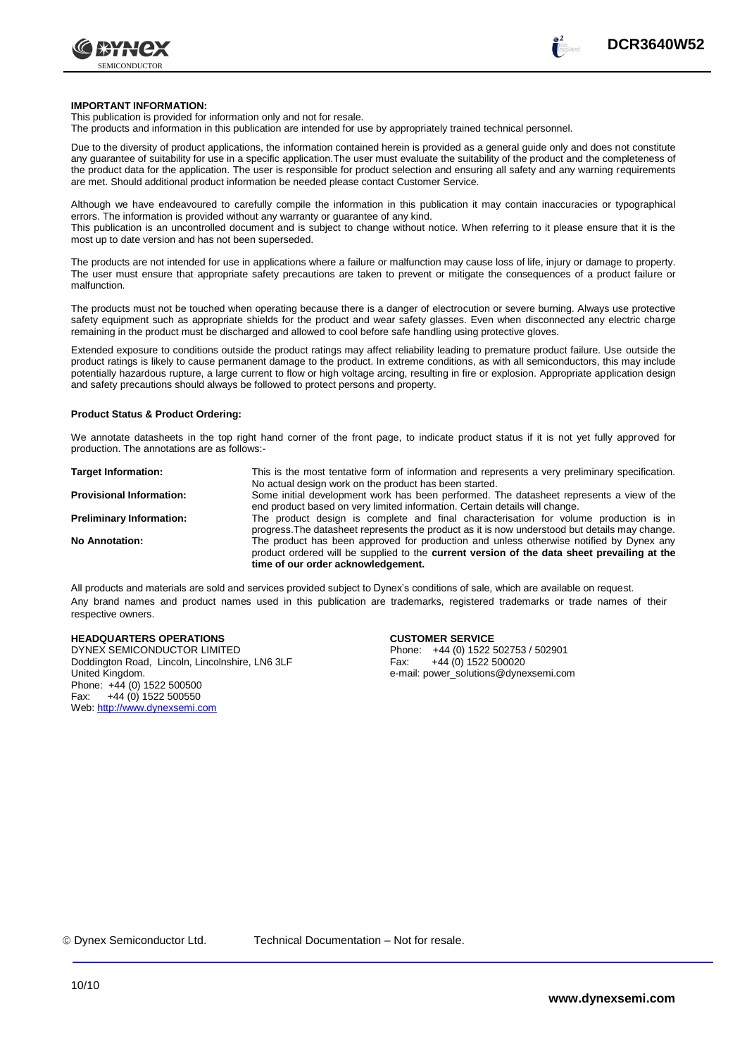**IMPORTANT INFORMATION:**

This publication is provided for information only and not for resale.

The products and information in this publication are intended for use by appropriately trained technical personnel.

Due to the diversity of product applications, the information contained herein is provided as a general guide only and does not constitute any guarantee of suitability for use in a specific application.The user must evaluate the suitability of the product and the completeness of the product data for the application. The user is responsible for product selection and ensuring all safety and any warning requirements are met. Should additional product information be needed please contact Customer Service.

Although we have endeavoured to carefully compile the information in this publication it may contain inaccuracies or typographical errors. The information is provided without any warranty or guarantee of any kind.

This publication is an uncontrolled document and is subject to change without notice. When referring to it please ensure that it is the most up to date version and has not been superseded.

The products are not intended for use in applications where a failure or malfunction may cause loss of life, injury or damage to property. The user must ensure that appropriate safety precautions are taken to prevent or mitigate the consequences of a product failure or malfunction.

The products must not be touched when operating because there is a danger of electrocution or severe burning. Always use protective safety equipment such as appropriate shields for the product and wear safety glasses. Even when disconnected any electric charge remaining in the product must be discharged and allowed to cool before safe handling using protective gloves.

Extended exposure to conditions outside the product ratings may affect reliability leading to premature product failure. Use outside the product ratings is likely to cause permanent damage to the product. In extreme conditions, as with all semiconductors, this may include potentially hazardous rupture, a large current to flow or high voltage arcing, resulting in fire or explosion. Appropriate application design and safety precautions should always be followed to protect persons and property.

**Product Status & Product Ordering:**

We annotate datasheets in the top right hand corner of the front page, to indicate product status if it is not yet fully approved for production. The annotations are as follows:-

| | |
|---|---|
| **Target Information:** | This is the most tentative form of information and represents a very preliminary specification. No actual design work on the product has been started. |
| **Provisional Information:** | Some initial development work has been performed. The datasheet represents a view of the end product based on very limited information. Certain details will change. |
| **Preliminary Information:** | The product design is complete and final characterisation for volume production is in progress.The datasheet represents the product as it is now understood but details may change. |
| **No Annotation:** | The product has been approved for production and unless otherwise notified by Dynex any product ordered will be supplied to the **current version of the data sheet prevailing at the time of our order acknowledgement.** |

All products and materials are sold and services provided subject to Dynex's conditions of sale, which are available on request.

Any brand names and product names used in this publication are trademarks, registered trademarks or trade names of their respective owners.

**HEADQUARTERS OPERATIONS**
DYNEX SEMICONDUCTOR LIMITED
Doddington Road, Lincoln, Lincolnshire, LN6 3LF
United Kingdom.
Phone: +44 (0) 1522 500500
Fax: +44 (0) 1522 500550
Web: http://www.dynexsemi.com

**CUSTOMER SERVICE**
Phone: +44 (0) 1522 502753 / 502901
Fax: +44 (0) 1522 500020
e-mail: power_solutions@dynexsemi.com

© Dynex Semiconductor Ltd. Technical Documentation – Not for resale.